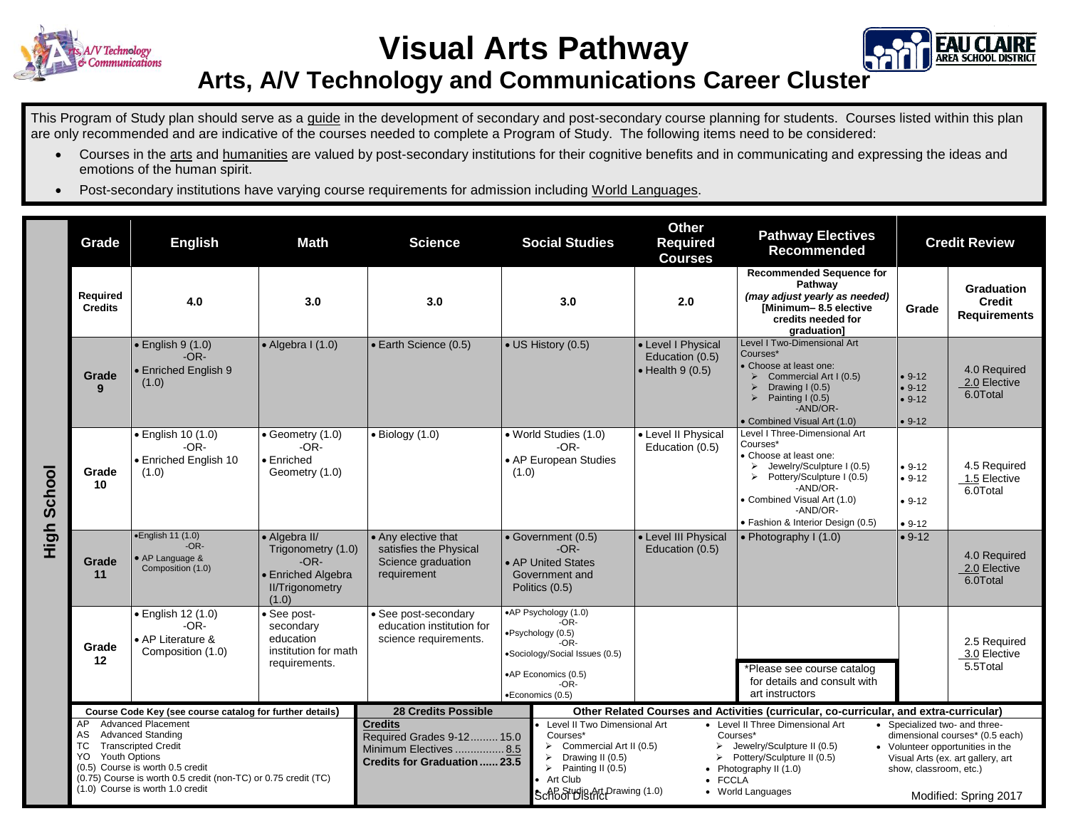# Visual Arts Pathway

## Arts, A/V Technology and Communications Career Cluster

This Program of Study plan should serve as a guide in the development of secondary and post-secondary course planning for students. Courses listed within this plan are only recommended and are indicative of the courses needed to complete a Program of Study. The following items need to be considered:

- Courses in the arts and humanities are valued by post-secondary institutions for their cognitive benefits and in communicating and expressing the ideas and emotions of the human spirit.
- Post-secondary institutions have varying course requirements for admission including World Languages.

**High School**

| Grade | English | Math | Science | Social Studies | Other Required Courses | Pathway Electives Recommended | Credit Review | |
|---|---|---|---|---|---|---|---|---|
| **Required Credits** | 4.0 | 3.0 | 3.0 | 3.0 | 2.0 | **Recommended Sequence for Pathway** *(may adjust yearly as needed)* **[Minimum– 8.5 elective credits needed for graduation]** | **Grade** | **Graduation Credit Requirements** |
| **Grade 9** | • English 9 (1.0) -OR- • Enriched English 9 (1.0) | • Algebra I (1.0) | • Earth Science (0.5) | • US History (0.5) | • Level I Physical Education (0.5) • Health 9 (0.5) | Level I Two-Dimensional Art Courses* • Choose at least one: ➢ Commercial Art I (0.5) ➢ Drawing I (0.5) ➢ Painting I (0.5) -AND/OR- • Combined Visual Art (1.0) | • 9-12 • 9-12 • 9-12 • 9-12 | 4.0 Required 2.0 Elective 6.0Total |
| **Grade 10** | • English 10 (1.0) -OR- • Enriched English 10 (1.0) | • Geometry (1.0) -OR- • Enriched Geometry (1.0) | • Biology (1.0) | • World Studies (1.0) -OR- • AP European Studies (1.0) | • Level II Physical Education (0.5) | Level I Three-Dimensional Art Courses* • Choose at least one: ➢ Jewelry/Sculpture I (0.5) ➢ Pottery/Sculpture I (0.5) -AND/OR- • Combined Visual Art (1.0) -AND/OR- • Fashion & Interior Design (0.5) | • 9-12 • 9-12 • 9-12 • 9-12 | 4.5 Required 1.5 Elective 6.0Total |
| **Grade 11** | •English 11 (1.0) -OR- • AP Language & Composition (1.0) | • Algebra II/ Trigonometry (1.0) -OR- • Enriched Algebra II/Trigonometry (1.0) | • Any elective that satisfies the Physical Science graduation requirement | • Government (0.5) -OR- • AP United States Government and Politics (0.5) | • Level III Physical Education (0.5) | • Photography I (1.0) | • 9-12 | 4.0 Required 2.0 Elective 6.0Total |
| **Grade 12** | • English 12 (1.0) -OR- • AP Literature & Composition (1.0) | • See post-secondary education institution for math requirements. | • See post-secondary education institution for science requirements. | •AP Psychology (1.0) -OR- •Psychology (0.5) -OR- •Sociology/Social Issues (0.5) •AP Economics (0.5) -OR- •Economics (0.5) | | *Please see course catalog for details and consult with art instructors | | 2.5 Required 3.0 Elective 5.5Total |

**Course Code Key (see course catalog for further details)**

- AP Advanced Placement
- AS Advanced Standing
- TC Transcripted Credit
- YO Youth Options
- (0.5) Course is worth 0.5 credit
- (0.75) Course is worth 0.5 credit (non-TC) or 0.75 credit (TC)
- (1.0) Course is worth 1.0 credit

**28 Credits Possible**

**Credits**
- Required Grades 9-12......... 15.0
- Minimum Electives ................ 8.5
- **Credits for Graduation...... 23.5**

**Other Related Courses and Activities (curricular, co-curricular, and extra-curricular)**

- Level II Two Dimensional Art Courses*
  - ➢ Commercial Art II (0.5)
  - ➢ Drawing II (0.5)
  - ➢ Painting II (0.5)
- Art Club
- AP Studio Art Drawing (1.0)
- Level II Three Dimensional Art Courses*
  - ➢ Jewelry/Sculpture II (0.5)
  - ➢ Pottery/Sculpture II (0.5)
- Photography II (1.0)
- FCCLA
- World Languages
- Specialized two- and three-dimensional courses* (0.5 each)
- Volunteer opportunities in the Visual Arts (ex. art gallery, art show, classroom, etc.)

School District

Modified: Spring 2017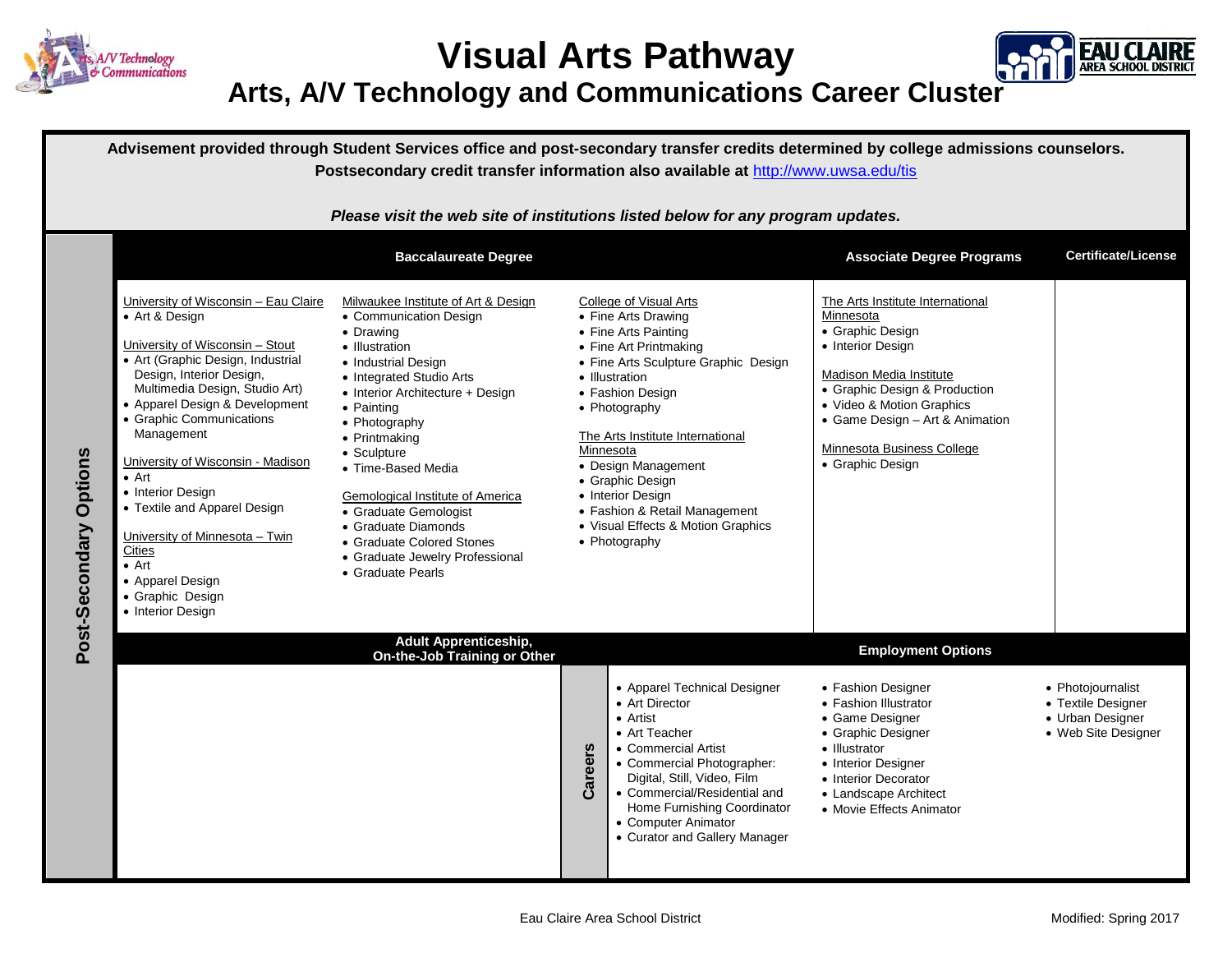# Visual Arts Pathway

## Arts, A/V Technology and Communications Career Cluster

**Advisement provided through Student Services office and post-secondary transfer credits determined by college admissions counselors.**
**Postsecondary credit transfer information also available at** http://www.uwsa.edu/tis

***Please visit the web site of institutions listed below for any program updates.***

## Post-Secondary Options

### Baccalaureate Degree

University of Wisconsin – Eau Claire
- Art & Design

University of Wisconsin – Stout
- Art (Graphic Design, Industrial Design, Interior Design, Multimedia Design, Studio Art)
- Apparel Design & Development
- Graphic Communications Management

University of Wisconsin - Madison
- Art
- Interior Design
- Textile and Apparel Design

University of Minnesota – Twin Cities
- Art
- Apparel Design
- Graphic Design
- Interior Design

Milwaukee Institute of Art & Design
- Communication Design
- Drawing
- Illustration
- Industrial Design
- Integrated Studio Arts
- Interior Architecture + Design
- Painting
- Photography
- Printmaking
- Sculpture
- Time-Based Media

Gemological Institute of America
- Graduate Gemologist
- Graduate Diamonds
- Graduate Colored Stones
- Graduate Jewelry Professional
- Graduate Pearls

College of Visual Arts
- Fine Arts Drawing
- Fine Arts Painting
- Fine Art Printmaking
- Fine Arts Sculpture Graphic Design
- Illustration
- Fashion Design
- Photography

The Arts Institute International Minnesota
- Design Management
- Graphic Design
- Interior Design
- Fashion & Retail Management
- Visual Effects & Motion Graphics
- Photography

### Associate Degree Programs

The Arts Institute International Minnesota
- Graphic Design
- Interior Design

Madison Media Institute
- Graphic Design & Production
- Video & Motion Graphics
- Game Design – Art & Animation

Minnesota Business College
- Graphic Design

### Certificate/License

### Adult Apprenticeship, On-the-Job Training or Other

### Employment Options

**Careers**

- Apparel Technical Designer
- Art Director
- Artist
- Art Teacher
- Commercial Artist
- Commercial Photographer: Digital, Still, Video, Film
- Commercial/Residential and Home Furnishing Coordinator
- Computer Animator
- Curator and Gallery Manager
- Fashion Designer
- Fashion Illustrator
- Game Designer
- Graphic Designer
- Illustrator
- Interior Designer
- Interior Decorator
- Landscape Architect
- Movie Effects Animator
- Photojournalist
- Textile Designer
- Urban Designer
- Web Site Designer

Eau Claire Area School District — Modified: Spring 2017